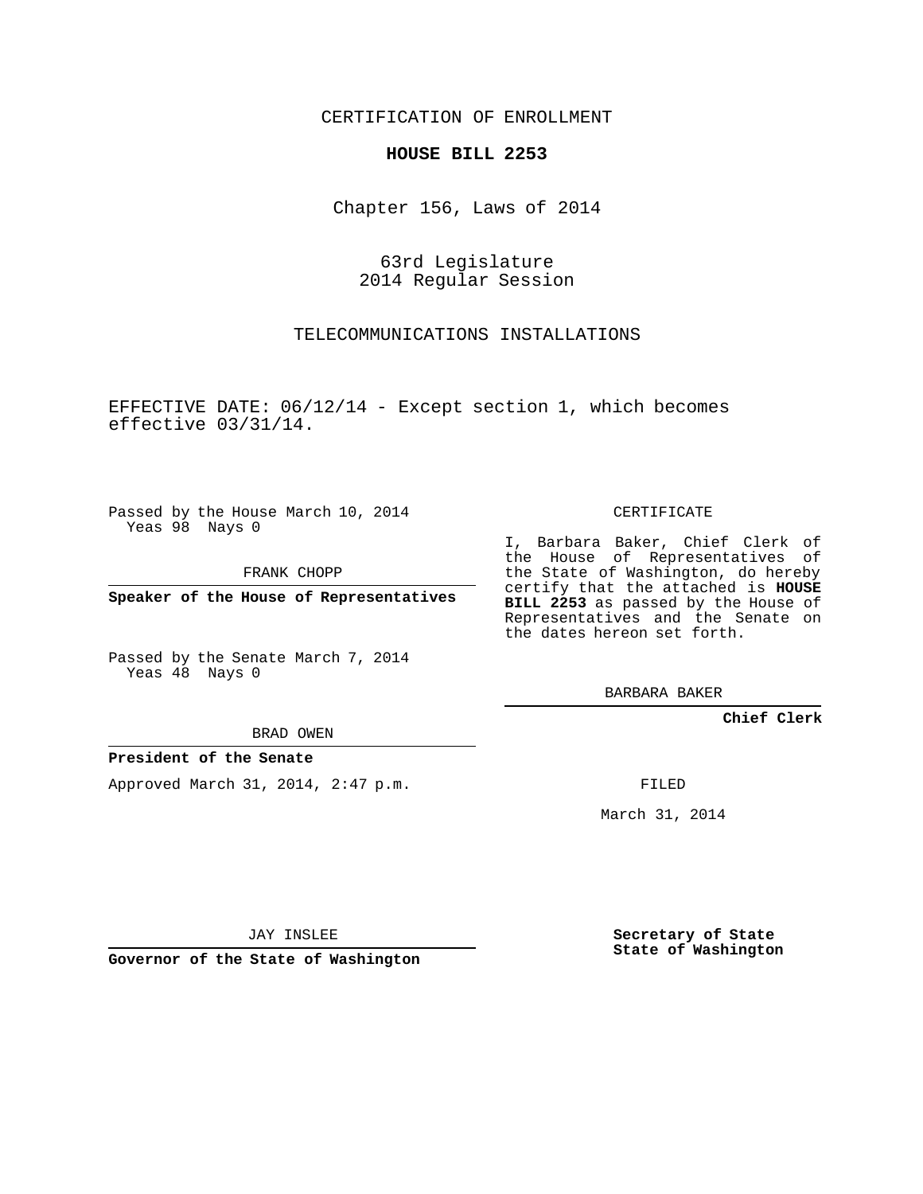CERTIFICATION OF ENROLLMENT

**HOUSE BILL 2253**

Chapter 156, Laws of 2014

63rd Legislature
2014 Regular Session

TELECOMMUNICATIONS INSTALLATIONS

EFFECTIVE DATE: 06/12/14 - Except section 1, which becomes effective 03/31/14.

Passed by the House March 10, 2014
Yeas 98 Nays 0

FRANK CHOPP

**Speaker of the House of Representatives**

Passed by the Senate March 7, 2014
Yeas 48 Nays 0

BRAD OWEN

**President of the Senate**

Approved March 31, 2014, 2:47 p.m.

JAY INSLEE

**Governor of the State of Washington**

CERTIFICATE

I, Barbara Baker, Chief Clerk of the House of Representatives of the State of Washington, do hereby certify that the attached is **HOUSE BILL 2253** as passed by the House of Representatives and the Senate on the dates hereon set forth.

BARBARA BAKER

**Chief Clerk**

FILED

March 31, 2014

**Secretary of State**
**State of Washington**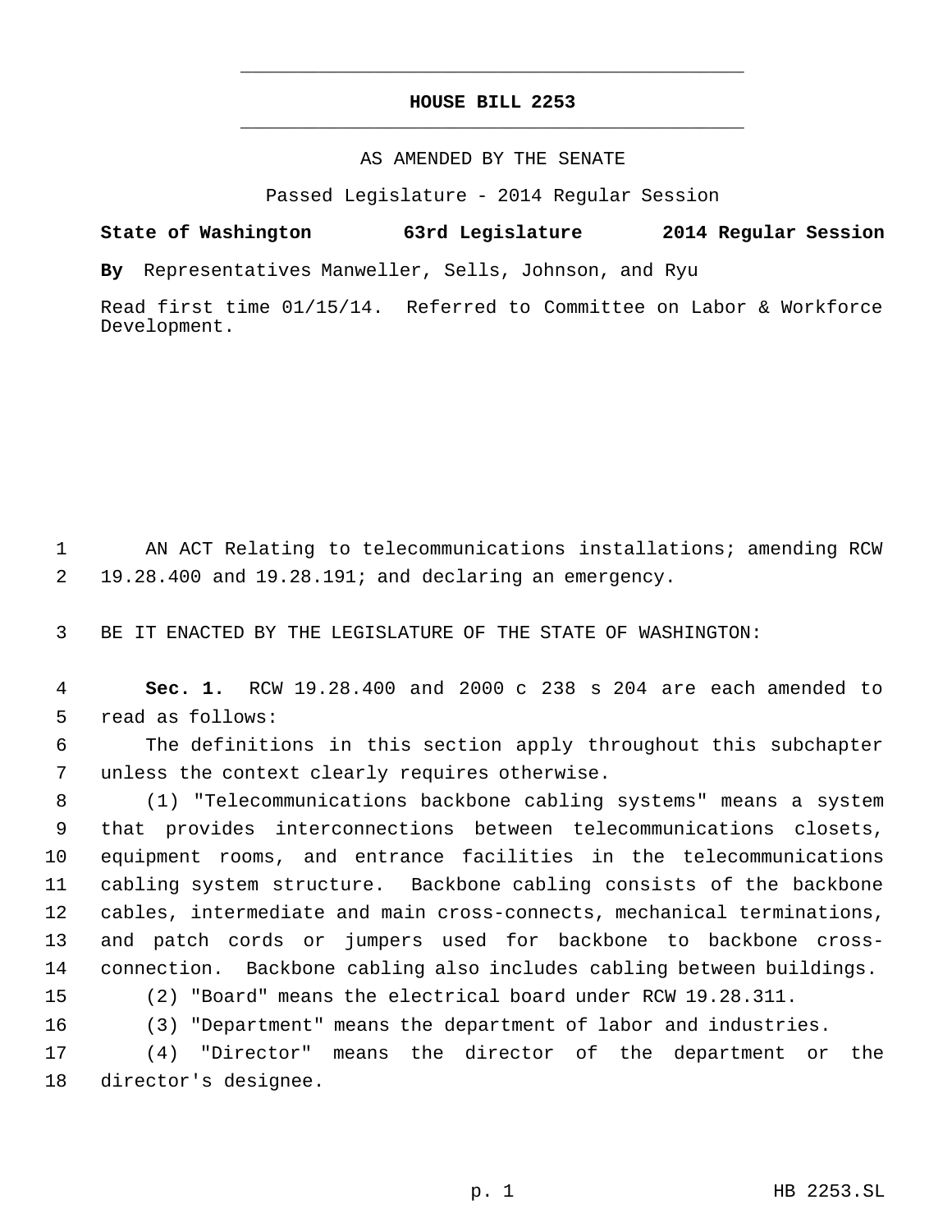# HOUSE BILL 2253

AS AMENDED BY THE SENATE

Passed Legislature - 2014 Regular Session

**State of Washington 63rd Legislature 2014 Regular Session**

**By** Representatives Manweller, Sells, Johnson, and Ryu

Read first time 01/15/14. Referred to Committee on Labor & Workforce Development.

AN ACT Relating to telecommunications installations; amending RCW 19.28.400 and 19.28.191; and declaring an emergency.

BE IT ENACTED BY THE LEGISLATURE OF THE STATE OF WASHINGTON:

**Sec. 1.** RCW 19.28.400 and 2000 c 238 s 204 are each amended to read as follows:

The definitions in this section apply throughout this subchapter unless the context clearly requires otherwise.

(1) "Telecommunications backbone cabling systems" means a system that provides interconnections between telecommunications closets, equipment rooms, and entrance facilities in the telecommunications cabling system structure. Backbone cabling consists of the backbone cables, intermediate and main cross-connects, mechanical terminations, and patch cords or jumpers used for backbone to backbone cross-connection. Backbone cabling also includes cabling between buildings.

(2) "Board" means the electrical board under RCW 19.28.311.

(3) "Department" means the department of labor and industries.

(4) "Director" means the director of the department or the director's designee.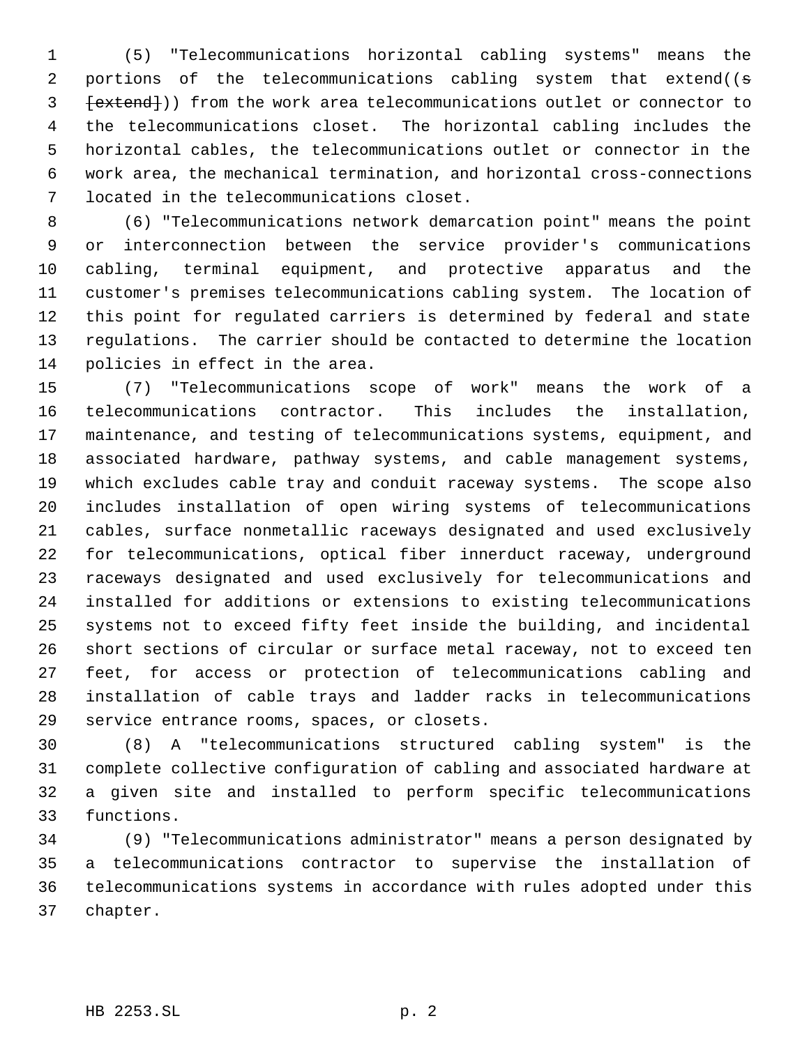(5) "Telecommunications horizontal cabling systems" means the portions of the telecommunications cabling system that extend((~~s~~ ~~[extend]~~)) from the work area telecommunications outlet or connector to the telecommunications closet. The horizontal cabling includes the horizontal cables, the telecommunications outlet or connector in the work area, the mechanical termination, and horizontal cross-connections located in the telecommunications closet.

(6) "Telecommunications network demarcation point" means the point or interconnection between the service provider's communications cabling, terminal equipment, and protective apparatus and the customer's premises telecommunications cabling system. The location of this point for regulated carriers is determined by federal and state regulations. The carrier should be contacted to determine the location policies in effect in the area.

(7) "Telecommunications scope of work" means the work of a telecommunications contractor. This includes the installation, maintenance, and testing of telecommunications systems, equipment, and associated hardware, pathway systems, and cable management systems, which excludes cable tray and conduit raceway systems. The scope also includes installation of open wiring systems of telecommunications cables, surface nonmetallic raceways designated and used exclusively for telecommunications, optical fiber innerduct raceway, underground raceways designated and used exclusively for telecommunications and installed for additions or extensions to existing telecommunications systems not to exceed fifty feet inside the building, and incidental short sections of circular or surface metal raceway, not to exceed ten feet, for access or protection of telecommunications cabling and installation of cable trays and ladder racks in telecommunications service entrance rooms, spaces, or closets.

(8) A "telecommunications structured cabling system" is the complete collective configuration of cabling and associated hardware at a given site and installed to perform specific telecommunications functions.

(9) "Telecommunications administrator" means a person designated by a telecommunications contractor to supervise the installation of telecommunications systems in accordance with rules adopted under this chapter.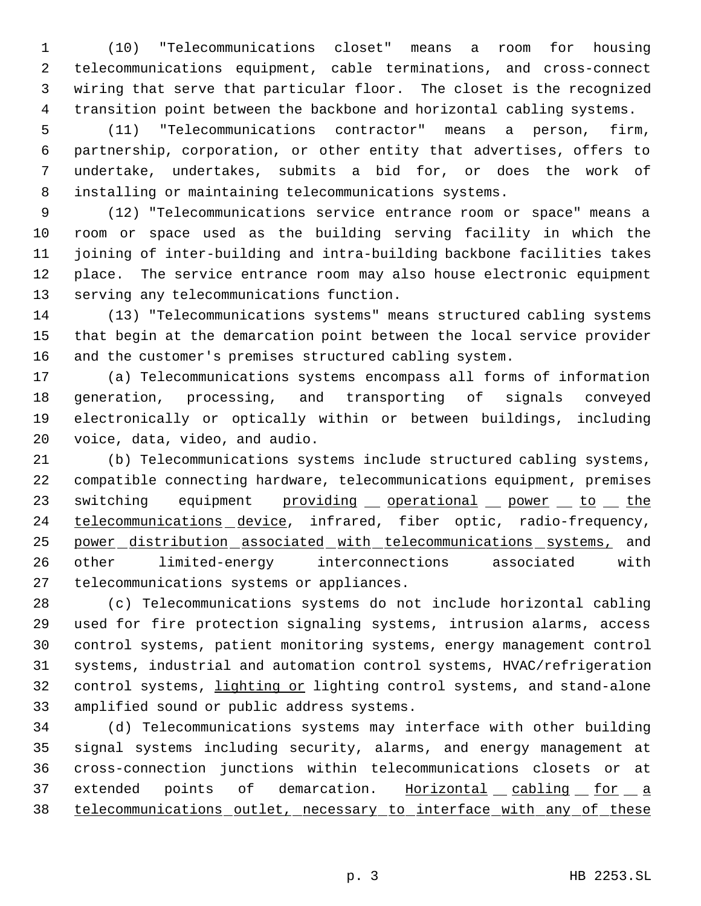(10) "Telecommunications closet" means a room for housing telecommunications equipment, cable terminations, and cross-connect wiring that serve that particular floor. The closet is the recognized transition point between the backbone and horizontal cabling systems.

(11) "Telecommunications contractor" means a person, firm, partnership, corporation, or other entity that advertises, offers to undertake, undertakes, submits a bid for, or does the work of installing or maintaining telecommunications systems.

(12) "Telecommunications service entrance room or space" means a room or space used as the building serving facility in which the joining of inter-building and intra-building backbone facilities takes place. The service entrance room may also house electronic equipment serving any telecommunications function.

(13) "Telecommunications systems" means structured cabling systems that begin at the demarcation point between the local service provider and the customer's premises structured cabling system.

(a) Telecommunications systems encompass all forms of information generation, processing, and transporting of signals conveyed electronically or optically within or between buildings, including voice, data, video, and audio.

(b) Telecommunications systems include structured cabling systems, compatible connecting hardware, telecommunications equipment, premises switching equipment <u>providing operational power to the telecommunications device</u>, infrared, fiber optic, radio-frequency, <u>power distribution associated with telecommunications systems,</u> and other limited-energy interconnections associated with telecommunications systems or appliances.

(c) Telecommunications systems do not include horizontal cabling used for fire protection signaling systems, intrusion alarms, access control systems, patient monitoring systems, energy management control systems, industrial and automation control systems, HVAC/refrigeration control systems, <u>lighting or</u> lighting control systems, and stand-alone amplified sound or public address systems.

(d) Telecommunications systems may interface with other building signal systems including security, alarms, and energy management at cross-connection junctions within telecommunications closets or at extended points of demarcation. <u>Horizontal cabling for a telecommunications outlet, necessary to interface with any of these</u>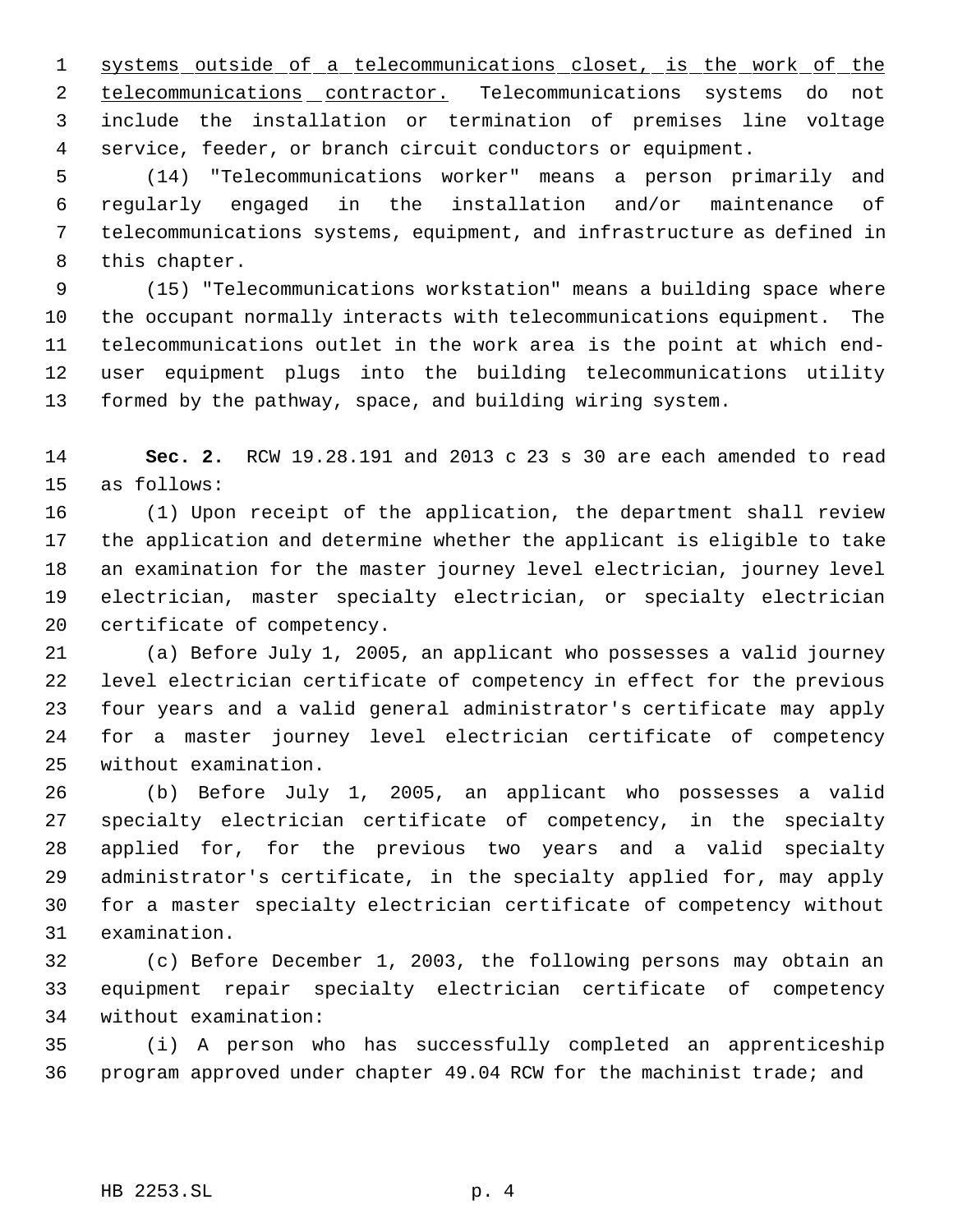systems outside of a telecommunications closet, is the work of the telecommunications contractor. Telecommunications systems do not include the installation or termination of premises line voltage service, feeder, or branch circuit conductors or equipment.

(14) "Telecommunications worker" means a person primarily and regularly engaged in the installation and/or maintenance of telecommunications systems, equipment, and infrastructure as defined in this chapter.

(15) "Telecommunications workstation" means a building space where the occupant normally interacts with telecommunications equipment. The telecommunications outlet in the work area is the point at which end-user equipment plugs into the building telecommunications utility formed by the pathway, space, and building wiring system.

**Sec. 2.** RCW 19.28.191 and 2013 c 23 s 30 are each amended to read as follows:

(1) Upon receipt of the application, the department shall review the application and determine whether the applicant is eligible to take an examination for the master journey level electrician, journey level electrician, master specialty electrician, or specialty electrician certificate of competency.

(a) Before July 1, 2005, an applicant who possesses a valid journey level electrician certificate of competency in effect for the previous four years and a valid general administrator's certificate may apply for a master journey level electrician certificate of competency without examination.

(b) Before July 1, 2005, an applicant who possesses a valid specialty electrician certificate of competency, in the specialty applied for, for the previous two years and a valid specialty administrator's certificate, in the specialty applied for, may apply for a master specialty electrician certificate of competency without examination.

(c) Before December 1, 2003, the following persons may obtain an equipment repair specialty electrician certificate of competency without examination:

(i) A person who has successfully completed an apprenticeship program approved under chapter 49.04 RCW for the machinist trade; and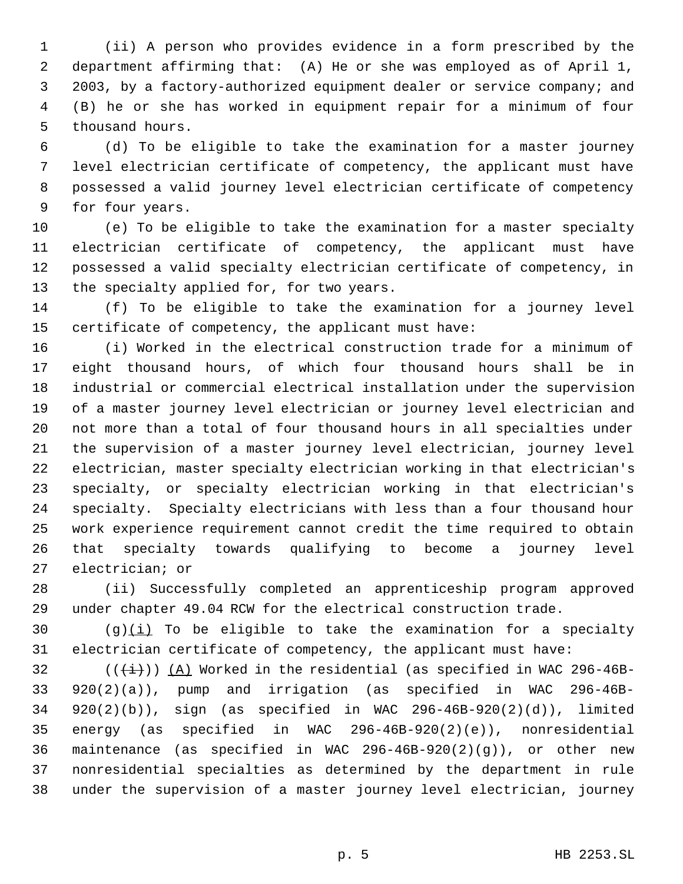(ii) A person who provides evidence in a form prescribed by the department affirming that: (A) He or she was employed as of April 1, 2003, by a factory-authorized equipment dealer or service company; and (B) he or she has worked in equipment repair for a minimum of four thousand hours.

(d) To be eligible to take the examination for a master journey level electrician certificate of competency, the applicant must have possessed a valid journey level electrician certificate of competency for four years.

(e) To be eligible to take the examination for a master specialty electrician certificate of competency, the applicant must have possessed a valid specialty electrician certificate of competency, in the specialty applied for, for two years.

(f) To be eligible to take the examination for a journey level certificate of competency, the applicant must have:

(i) Worked in the electrical construction trade for a minimum of eight thousand hours, of which four thousand hours shall be in industrial or commercial electrical installation under the supervision of a master journey level electrician or journey level electrician and not more than a total of four thousand hours in all specialties under the supervision of a master journey level electrician, journey level electrician, master specialty electrician working in that electrician's specialty, or specialty electrician working in that electrician's specialty. Specialty electricians with less than a four thousand hour work experience requirement cannot credit the time required to obtain that specialty towards qualifying to become a journey level electrician; or

(ii) Successfully completed an apprenticeship program approved under chapter 49.04 RCW for the electrical construction trade.

(g)<u>(i)</u> To be eligible to take the examination for a specialty electrician certificate of competency, the applicant must have:

((~~(i)~~)) <u>(A)</u> Worked in the residential (as specified in WAC 296-46B-920(2)(a)), pump and irrigation (as specified in WAC 296-46B-920(2)(b)), sign (as specified in WAC 296-46B-920(2)(d)), limited energy (as specified in WAC 296-46B-920(2)(e)), nonresidential maintenance (as specified in WAC 296-46B-920(2)(g)), or other new nonresidential specialties as determined by the department in rule under the supervision of a master journey level electrician, journey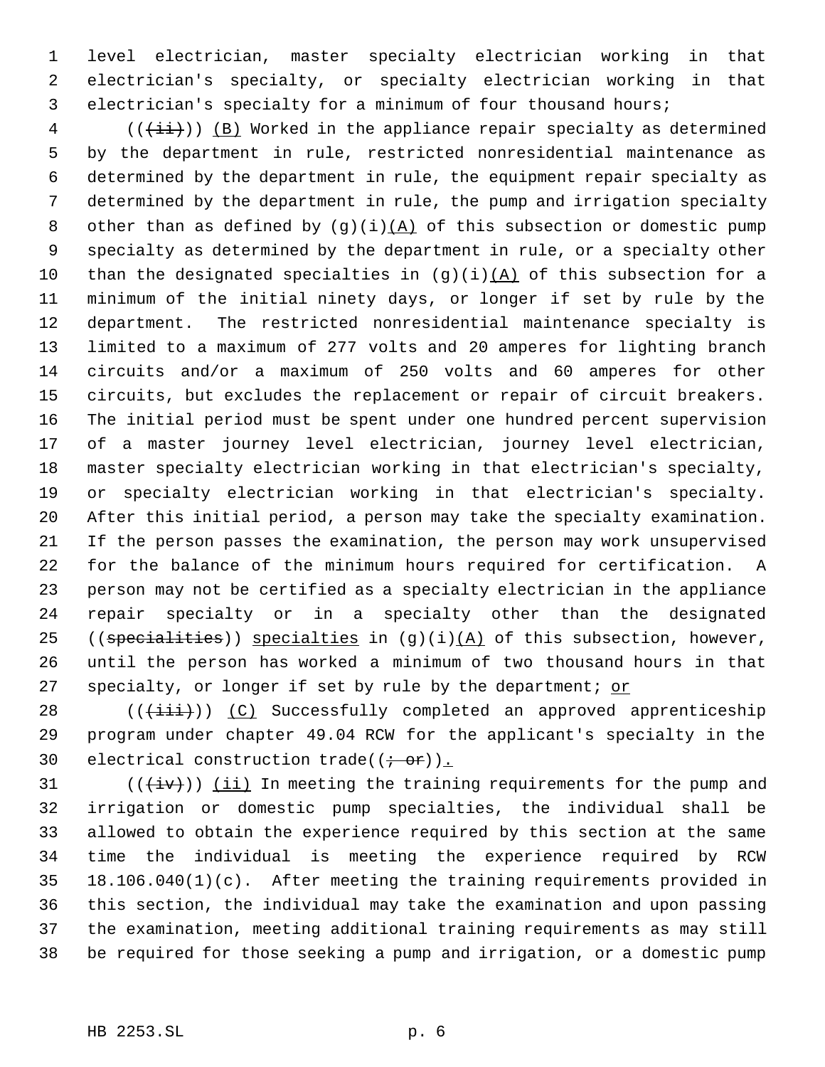level electrician, master specialty electrician working in that electrician's specialty, or specialty electrician working in that electrician's specialty for a minimum of four thousand hours;

(((ii))) (B) Worked in the appliance repair specialty as determined by the department in rule, restricted nonresidential maintenance as determined by the department in rule, the equipment repair specialty as determined by the department in rule, the pump and irrigation specialty other than as defined by (g)(i)(A) of this subsection or domestic pump specialty as determined by the department in rule, or a specialty other than the designated specialties in (g)(i)(A) of this subsection for a minimum of the initial ninety days, or longer if set by rule by the department. The restricted nonresidential maintenance specialty is limited to a maximum of 277 volts and 20 amperes for lighting branch circuits and/or a maximum of 250 volts and 60 amperes for other circuits, but excludes the replacement or repair of circuit breakers. The initial period must be spent under one hundred percent supervision of a master journey level electrician, journey level electrician, master specialty electrician working in that electrician's specialty, or specialty electrician working in that electrician's specialty. After this initial period, a person may take the specialty examination. If the person passes the examination, the person may work unsupervised for the balance of the minimum hours required for certification. A person may not be certified as a specialty electrician in the appliance repair specialty or in a specialty other than the designated ((specialities)) specialties in (g)(i)(A) of this subsection, however, until the person has worked a minimum of two thousand hours in that specialty, or longer if set by rule by the department; or

(((iii))) (C) Successfully completed an approved apprenticeship program under chapter 49.04 RCW for the applicant's specialty in the electrical construction trade((; or)).

(((iv))) (ii) In meeting the training requirements for the pump and irrigation or domestic pump specialties, the individual shall be allowed to obtain the experience required by this section at the same time the individual is meeting the experience required by RCW 18.106.040(1)(c). After meeting the training requirements provided in this section, the individual may take the examination and upon passing the examination, meeting additional training requirements as may still be required for those seeking a pump and irrigation, or a domestic pump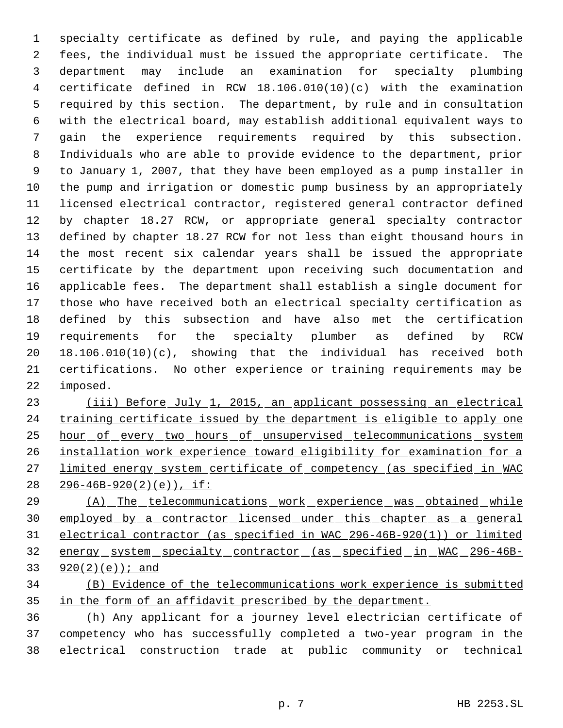specialty certificate as defined by rule, and paying the applicable fees, the individual must be issued the appropriate certificate. The department may include an examination for specialty plumbing certificate defined in RCW 18.106.010(10)(c) with the examination required by this section. The department, by rule and in consultation with the electrical board, may establish additional equivalent ways to gain the experience requirements required by this subsection. Individuals who are able to provide evidence to the department, prior to January 1, 2007, that they have been employed as a pump installer in the pump and irrigation or domestic pump business by an appropriately licensed electrical contractor, registered general contractor defined by chapter 18.27 RCW, or appropriate general specialty contractor defined by chapter 18.27 RCW for not less than eight thousand hours in the most recent six calendar years shall be issued the appropriate certificate by the department upon receiving such documentation and applicable fees. The department shall establish a single document for those who have received both an electrical specialty certification as defined by this subsection and have also met the certification requirements for the specialty plumber as defined by RCW 18.106.010(10)(c), showing that the individual has received both certifications. No other experience or training requirements may be imposed.

(iii) Before July 1, 2015, an applicant possessing an electrical training certificate issued by the department is eligible to apply one hour of every two hours of unsupervised telecommunications system installation work experience toward eligibility for examination for a limited energy system certificate of competency (as specified in WAC 296-46B-920(2)(e)), if:

(A) The telecommunications work experience was obtained while employed by a contractor licensed under this chapter as a general electrical contractor (as specified in WAC 296-46B-920(1)) or limited energy system specialty contractor (as specified in WAC 296-46B-920(2)(e)); and

(B) Evidence of the telecommunications work experience is submitted in the form of an affidavit prescribed by the department.

(h) Any applicant for a journey level electrician certificate of competency who has successfully completed a two-year program in the electrical construction trade at public community or technical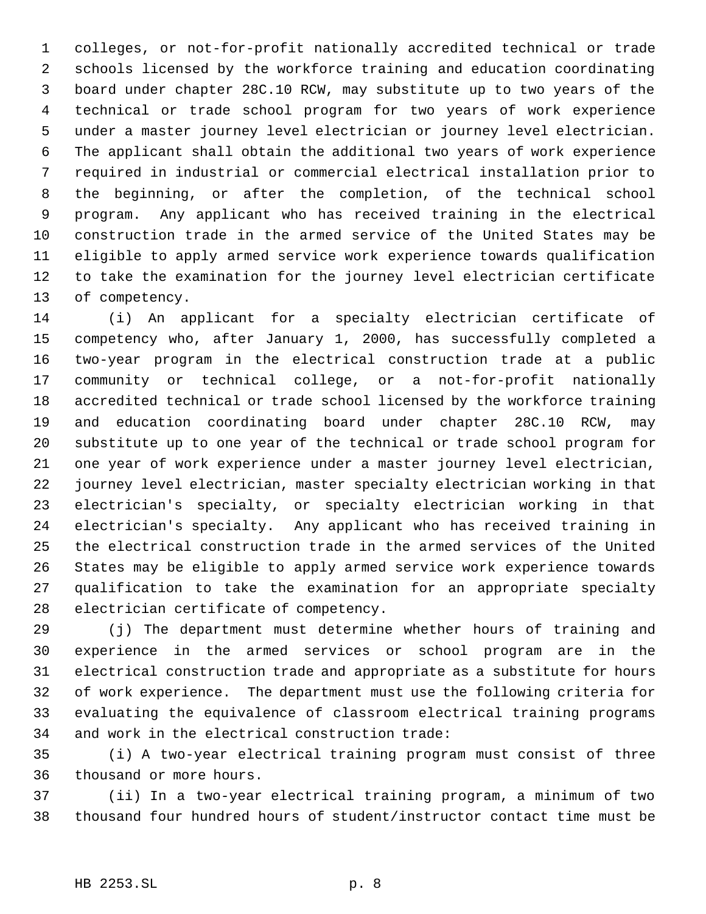colleges, or not-for-profit nationally accredited technical or trade schools licensed by the workforce training and education coordinating board under chapter 28C.10 RCW, may substitute up to two years of the technical or trade school program for two years of work experience under a master journey level electrician or journey level electrician. The applicant shall obtain the additional two years of work experience required in industrial or commercial electrical installation prior to the beginning, or after the completion, of the technical school program. Any applicant who has received training in the electrical construction trade in the armed service of the United States may be eligible to apply armed service work experience towards qualification to take the examination for the journey level electrician certificate of competency.

(i) An applicant for a specialty electrician certificate of competency who, after January 1, 2000, has successfully completed a two-year program in the electrical construction trade at a public community or technical college, or a not-for-profit nationally accredited technical or trade school licensed by the workforce training and education coordinating board under chapter 28C.10 RCW, may substitute up to one year of the technical or trade school program for one year of work experience under a master journey level electrician, journey level electrician, master specialty electrician working in that electrician's specialty, or specialty electrician working in that electrician's specialty. Any applicant who has received training in the electrical construction trade in the armed services of the United States may be eligible to apply armed service work experience towards qualification to take the examination for an appropriate specialty electrician certificate of competency.

(j) The department must determine whether hours of training and experience in the armed services or school program are in the electrical construction trade and appropriate as a substitute for hours of work experience. The department must use the following criteria for evaluating the equivalence of classroom electrical training programs and work in the electrical construction trade:

(i) A two-year electrical training program must consist of three thousand or more hours.

(ii) In a two-year electrical training program, a minimum of two thousand four hundred hours of student/instructor contact time must be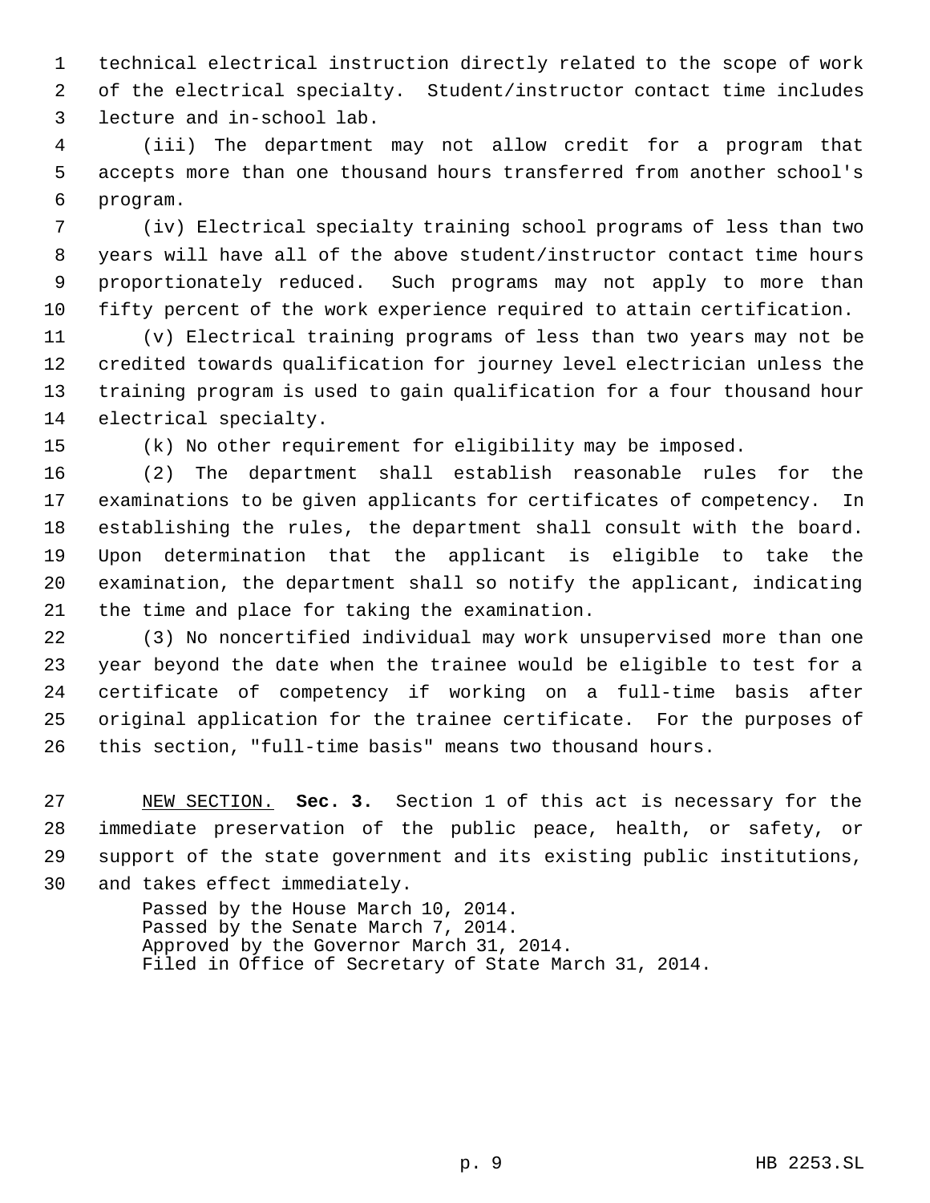technical electrical instruction directly related to the scope of work of the electrical specialty. Student/instructor contact time includes lecture and in-school lab.

(iii) The department may not allow credit for a program that accepts more than one thousand hours transferred from another school's program.

(iv) Electrical specialty training school programs of less than two years will have all of the above student/instructor contact time hours proportionately reduced. Such programs may not apply to more than fifty percent of the work experience required to attain certification.

(v) Electrical training programs of less than two years may not be credited towards qualification for journey level electrician unless the training program is used to gain qualification for a four thousand hour electrical specialty.

(k) No other requirement for eligibility may be imposed.

(2) The department shall establish reasonable rules for the examinations to be given applicants for certificates of competency. In establishing the rules, the department shall consult with the board. Upon determination that the applicant is eligible to take the examination, the department shall so notify the applicant, indicating the time and place for taking the examination.

(3) No noncertified individual may work unsupervised more than one year beyond the date when the trainee would be eligible to test for a certificate of competency if working on a full-time basis after original application for the trainee certificate. For the purposes of this section, "full-time basis" means two thousand hours.

NEW SECTION. **Sec. 3.** Section 1 of this act is necessary for the immediate preservation of the public peace, health, or safety, or support of the state government and its existing public institutions, and takes effect immediately.

Passed by the House March 10, 2014.
Passed by the Senate March 7, 2014.
Approved by the Governor March 31, 2014.
Filed in Office of Secretary of State March 31, 2014.